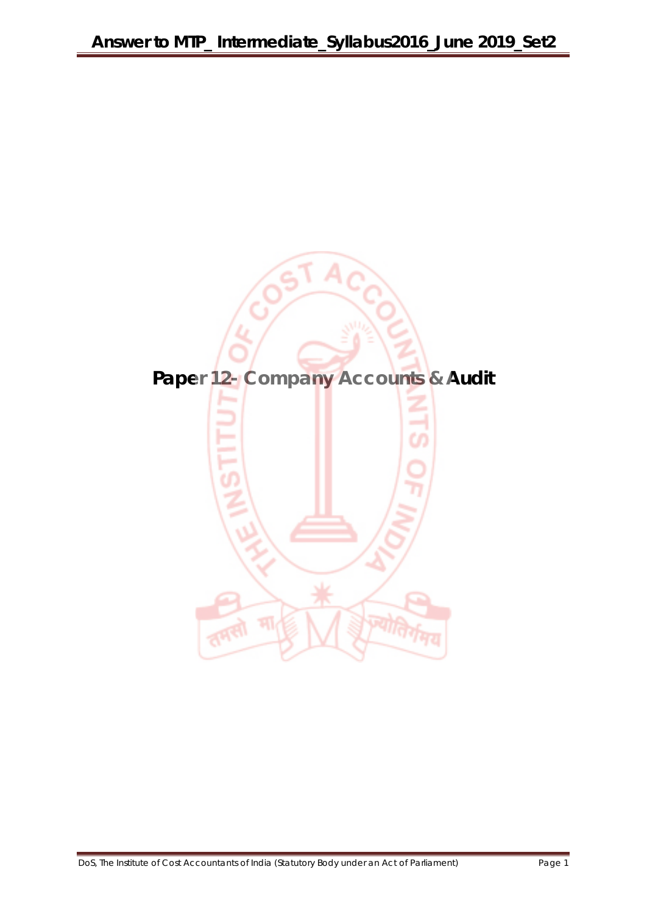# Paper 12- Company Accounts & Audit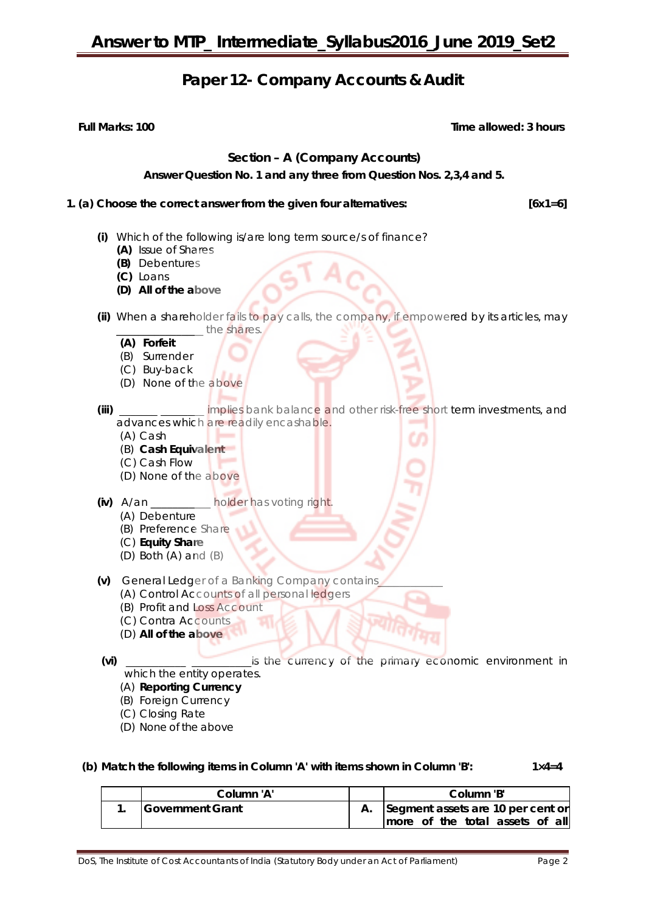# Paper 12- Company Accounts & Audit

**Full Marks: 100** **Time allowed: 3 hours**

### Section – A (Company Accounts)

**Answer Question No. 1 and any three from Question Nos. 2,3,4 and 5.**

**1. (a) Choose the correct answer from the given four alternatives:** **[6x1=6]**

**(i)** Which of the following is/are long term source/s of finance?
- **(A)** Issue of Shares
- **(B)** Debentures
- **(C)** Loans
- **(D) All of the above**

**(ii)** When a shareholder fails to pay calls, the company, if empowered by its articles, may ______________ the shares.
- **(A) Forfeit**
- (B) Surrender
- (C) Buy-back
- (D) None of the above

**(iii)** ______ _______ implies bank balance and other risk-free short term investments, and advances which are readily encashable.
- (A) Cash
- (B) **Cash Equivalent**
- (C) Cash Flow
- (D) None of the above

**(iv)** A/an __________ holder has voting right.
- (A) Debenture
- (B) Preference Share
- (C) **Equity Share**
- (D) Both (A) and (B)

**(v)** General Ledger of a Banking Company contains___________
- (A) Control Accounts of all personal ledgers
- (B) Profit and Loss Account
- (C) Contra Accounts
- (D) **All of the above**

**(vi)** __________ __________is the currency of the primary economic environment in which the entity operates.
- (A) **Reporting Currency**
- (B) Foreign Currency
- (C) Closing Rate
- (D) None of the above

**(b) Match the following items in Column 'A' with items shown in Column 'B':** **1×4=4**

| | Column 'A' | | Column 'B' |
|---|---|---|---|
| 1. | Government Grant | A. | Segment assets are 10 per cent or more of the total assets of all |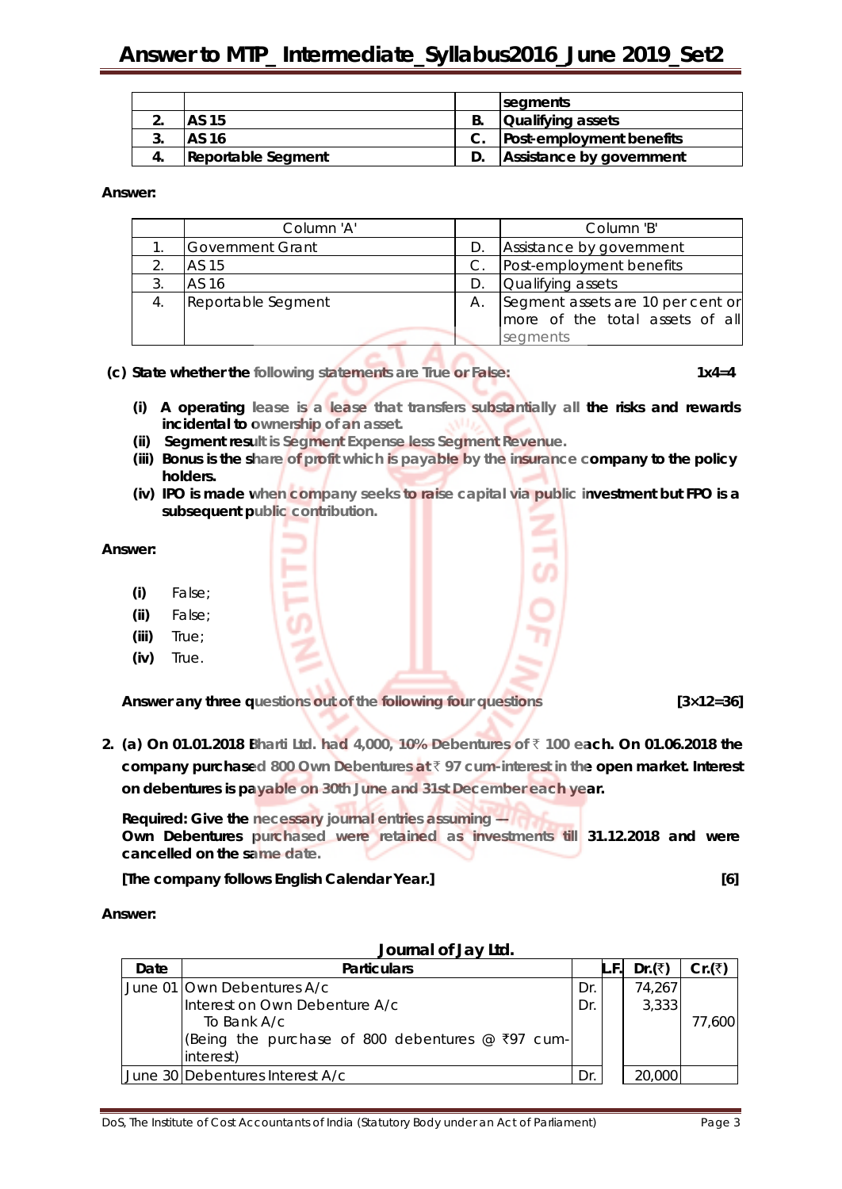|  |  |  | segments |
|---|---|---|---|
| 2. | AS 15 | B. | Qualifying assets |
| 3. | AS 16 | C. | Post-employment benefits |
| 4. | Reportable Segment | D. | Assistance by government |

**Answer:**

|  | Column 'A' |  | Column 'B' |
|---|---|---|---|
| 1. | Government Grant | D. | Assistance by government |
| 2. | AS 15 | C. | Post-employment benefits |
| 3. | AS 16 | D. | Qualifying assets |
| 4. | Reportable Segment | A. | Segment assets are 10 per cent or more of the total assets of all segments |

**(c) State whether the following statements are True or False:** **1x4=4**

**(i) A operating lease is a lease that transfers substantially all the risks and rewards incidental to ownership of an asset.**

**(ii) Segment result is Segment Expense less Segment Revenue.**

**(iii) Bonus is the share of profit which is payable by the insurance company to the policy holders.**

**(iv) IPO is made when company seeks to raise capital via public investment but FPO is a subsequent public contribution.**

**Answer:**

**(i)** False;

**(ii)** False;

**(iii)** True;

**(iv)** True.

**Answer any three questions out of the following four questions** **[3×12=36]**

**2. (a) On 01.01.2018 Bharti Ltd. had 4,000, 10% Debentures of ₹ 100 each. On 01.06.2018 the company purchased 800 Own Debentures at ₹ 97 cum-interest in the open market. Interest on debentures is payable on 30th June and 31st December each year.**

**Required: Give the necessary journal entries assuming —**
**Own Debentures purchased were retained as investments till 31.12.2018 and were cancelled on the same date.**

**[The company follows English Calendar Year.]** **[6]**

**Answer:**

**Journal of Jay Ltd.**

| Date | Particulars |  | L.F. | Dr.(₹) | Cr.(₹) |
|---|---|---|---|---|---|
| June 01 | Own Debentures A/c | Dr. |  | 74,267 |  |
|  | Interest on Own Debenture A/c | Dr. |  | 3,333 |  |
|  | To Bank A/c |  |  |  | 77,600 |
|  | (Being the purchase of 800 debentures @ ₹97 cum-interest) |  |  |  |  |
| June 30 | Debentures Interest A/c | Dr. |  | 20,000 |  |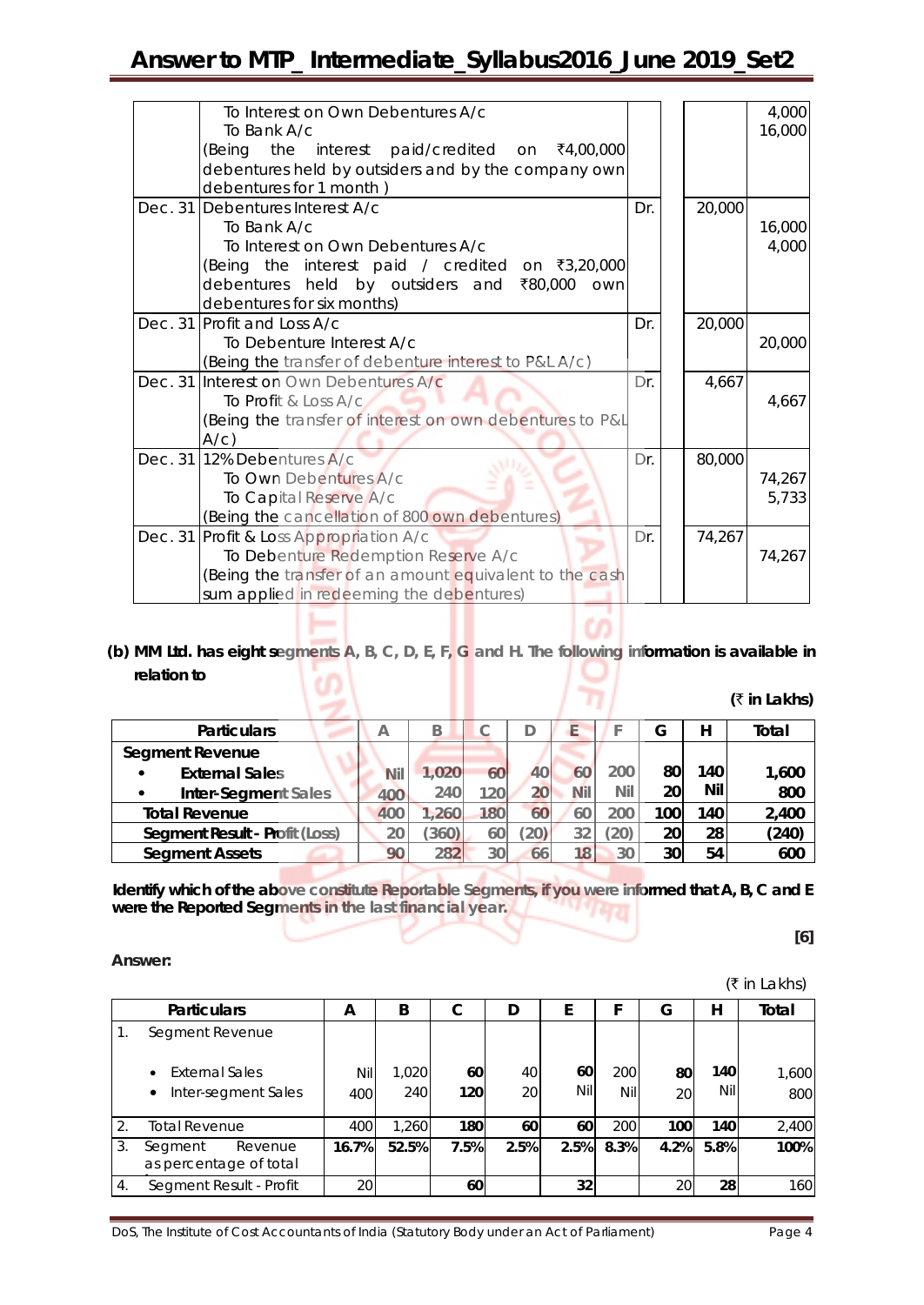| | | | | |
|---|---|---|---|---|
| | To Interest on Own Debentures A/c<br>To Bank A/c<br>(Being the interest paid/credited on ₹4,00,000 debentures held by outsiders and by the company own debentures for 1 month ) | | | 4,000<br>16,000 |
| Dec. 31 | Debentures Interest A/c<br>To Bank A/c<br>To Interest on Own Debentures A/c<br>(Being the interest paid / credited on ₹3,20,000 debentures held by outsiders and ₹80,000 own debentures for six months) | Dr. | 20,000 | <br>16,000<br>4,000 |
| Dec. 31 | Profit and Loss A/c<br>To Debenture Interest A/c<br>(Being the transfer of debenture interest to P&L A/c) | Dr. | 20,000 | <br>20,000 |
| Dec. 31 | Interest on Own Debentures A/c<br>To Profit & Loss A/c<br>(Being the transfer of interest on own debentures to P&L A/c) | Dr. | 4,667 | <br>4,667 |
| Dec. 31 | 12% Debentures A/c<br>To Own Debentures A/c<br>To Capital Reserve A/c<br>(Being the cancellation of 800 own debentures) | Dr. | 80,000 | <br>74,267<br>5,733 |
| Dec. 31 | Profit & Loss Appropriation A/c<br>To Debenture Redemption Reserve A/c<br>(Being the transfer of an amount equivalent to the cash sum applied in redeeming the debentures) | Dr. | 74,267 | <br>74,267 |

**(b) MM Ltd. has eight segments A, B, C, D, E, F, G and H. The following information is available in relation to**

**(₹ in Lakhs)**

| Particulars | A | B | C | D | E | F | G | H | Total |
|---|---|---|---|---|---|---|---|---|---|
| **Segment Revenue** | | | | | | | | | |
| • **External Sales** | Nil | 1,020 | 60 | 40 | 60 | 200 | 80 | 140 | 1,600 |
| • **Inter-Segment Sales** | 400 | 240 | 120 | 20 | Nil | Nil | 20 | Nil | 800 |
| **Total Revenue** | 400 | 1,260 | 180 | 60 | 60 | 200 | 100 | 140 | 2,400 |
| **Segment Result - Profit (Loss)** | 20 | (360) | 60 | (20) | 32 | (20) | 20 | 28 | (240) |
| **Segment Assets** | 90 | 282 | 30 | 66 | 18 | 30 | 30 | 54 | 600 |

**Identify which of the above constitute Reportable Segments, if you were informed that A, B, C and E were the Reported Segments in the last financial year.**

**[6]**

**Answer:**

(₹ in Lakhs)

| | Particulars | A | B | C | D | E | F | G | H | Total |
|---|---|---|---|---|---|---|---|---|---|---|
| 1. | Segment Revenue | | | | | | | | | |
| | • External Sales | Nil | 1,020 | **60** | 40 | **60** | 200 | **80** | **140** | 1,600 |
| | • Inter-segment Sales | 400 | 240 | **120** | 20 | Nil | Nil | 20 | Nil | 800 |
| 2. | Total Revenue | 400 | 1,260 | **180** | **60** | **60** | **200** | **100** | **140** | 2,400 |
| 3. | Segment Revenue as percentage of total | **16.7%** | **52.5%** | **7.5%** | **2.5%** | **2.5%** | **8.3%** | **4.2%** | **5.8%** | **100%** |
| 4. | Segment Result - Profit | 20 | | **60** | | **32** | | 20 | **28** | 160 |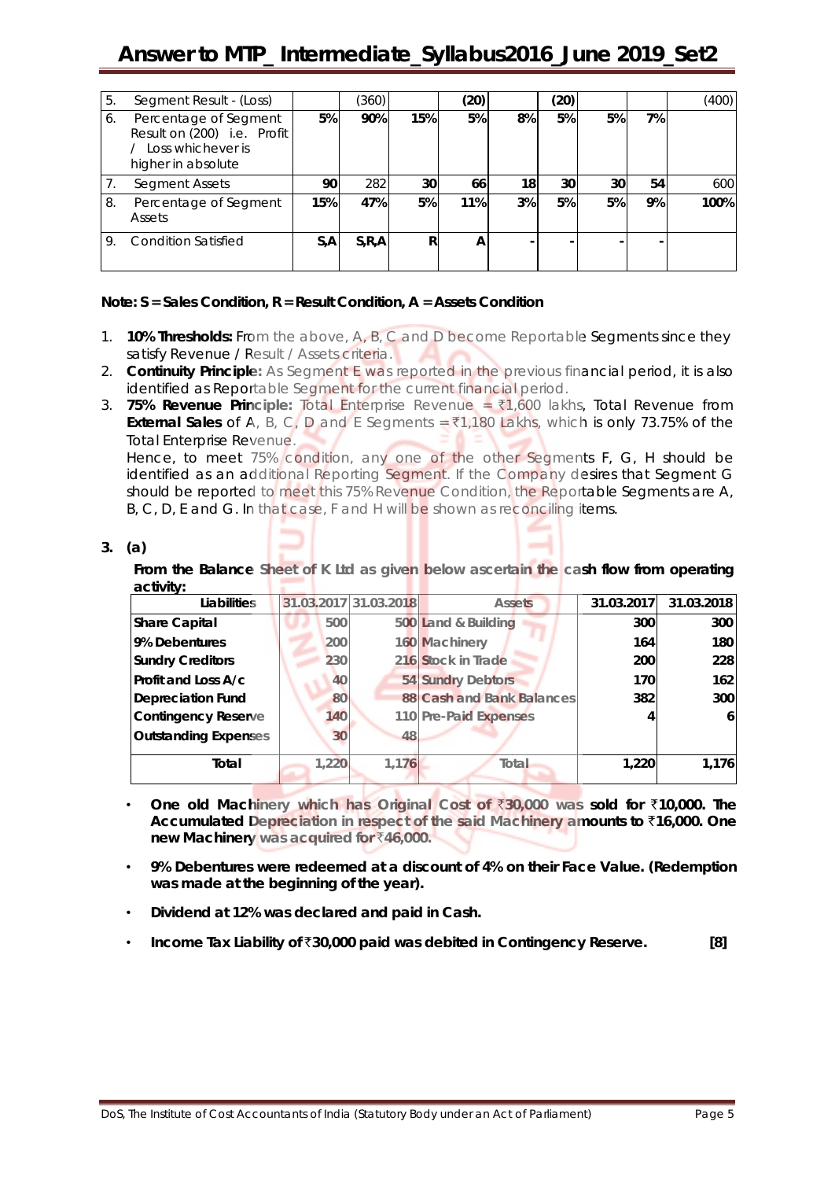| 5. | Segment Result - (Loss) | | (360) | | (20) | | (20) | | | (400) |
|---|---|---|---|---|---|---|---|---|---|---|
| 6. | Percentage of Segment Result on (200) i.e. Profit / Loss whichever is higher in absolute | **5%** | **90%** | **15%** | **5%** | **8%** | **5%** | **5%** | **7%** | |
| 7. | Segment Assets | **90** | 282 | **30** | **66** | **18** | **30** | **30** | **54** | 600 |
| 8. | Percentage of Segment Assets | **15%** | **47%** | **5%** | **11%** | **3%** | **5%** | **5%** | **9%** | **100%** |
| 9. | Condition Satisfied | **S,A** | **S,R,A** | **R** | **A** | **-** | **-** | **-** | **-** | |

**Note: S = Sales Condition, R = Result Condition, A = Assets Condition**

1. **10% Thresholds:** From the above, A, B, C and D become Reportable Segments since they satisfy Revenue / Result / Assets criteria.
2. **Continuity Principle:** As Segment E was reported in the previous financial period, it is also identified as Reportable Segment for the current financial period.
3. **75% Revenue Principle:** Total Enterprise Revenue = ₹1,600 lakhs, Total Revenue from **External Sales** of A, B, C, D and E Segments = ₹1,180 Lakhs, which is only 73.75% of the Total Enterprise Revenue.
   Hence, to meet 75% condition, any one of the other Segments F, G, H should be identified as an additional Reporting Segment. If the Company desires that Segment G should be reported to meet this 75% Revenue Condition, the Reportable Segments are A, B, C, D, E and G. In that case, F and H will be shown as reconciling items.

**3. (a)**

**From the Balance Sheet of K Ltd as given below ascertain the cash flow from operating activity:**

| Liabilities | 31.03.2017 | 31.03.2018 | Assets | 31.03.2017 | 31.03.2018 |
|---|---|---|---|---|---|
| **Share Capital** | 500 | 500 | **Land & Building** | **300** | **300** |
| **9% Debentures** | 200 | 160 | **Machinery** | **164** | **180** |
| **Sundry Creditors** | 230 | 216 | **Stock in Trade** | **200** | **228** |
| **Profit and Loss A/c** | 40 | 54 | **Sundry Debtors** | **170** | **162** |
| **Depreciation Fund** | 80 | 88 | **Cash and Bank Balances** | **382** | **300** |
| **Contingency Reserve** | 140 | 110 | **Pre-Paid Expenses** | **4** | **6** |
| **Outstanding Expenses** | 30 | 48 | | | |
| **Total** | 1,220 | 1,176 | Total | **1,220** | **1,176** |

- **One old Machinery which has Original Cost of ₹30,000 was sold for ₹10,000. The Accumulated Depreciation in respect of the said Machinery amounts to ₹16,000. One new Machinery was acquired for ₹46,000.**
- **9% Debentures were redeemed at a discount of 4% on their Face Value. (Redemption was made at the beginning of the year).**
- **Dividend at 12% was declared and paid in Cash.**
- **Income Tax Liability of ₹30,000 paid was debited in Contingency Reserve.** **[8]**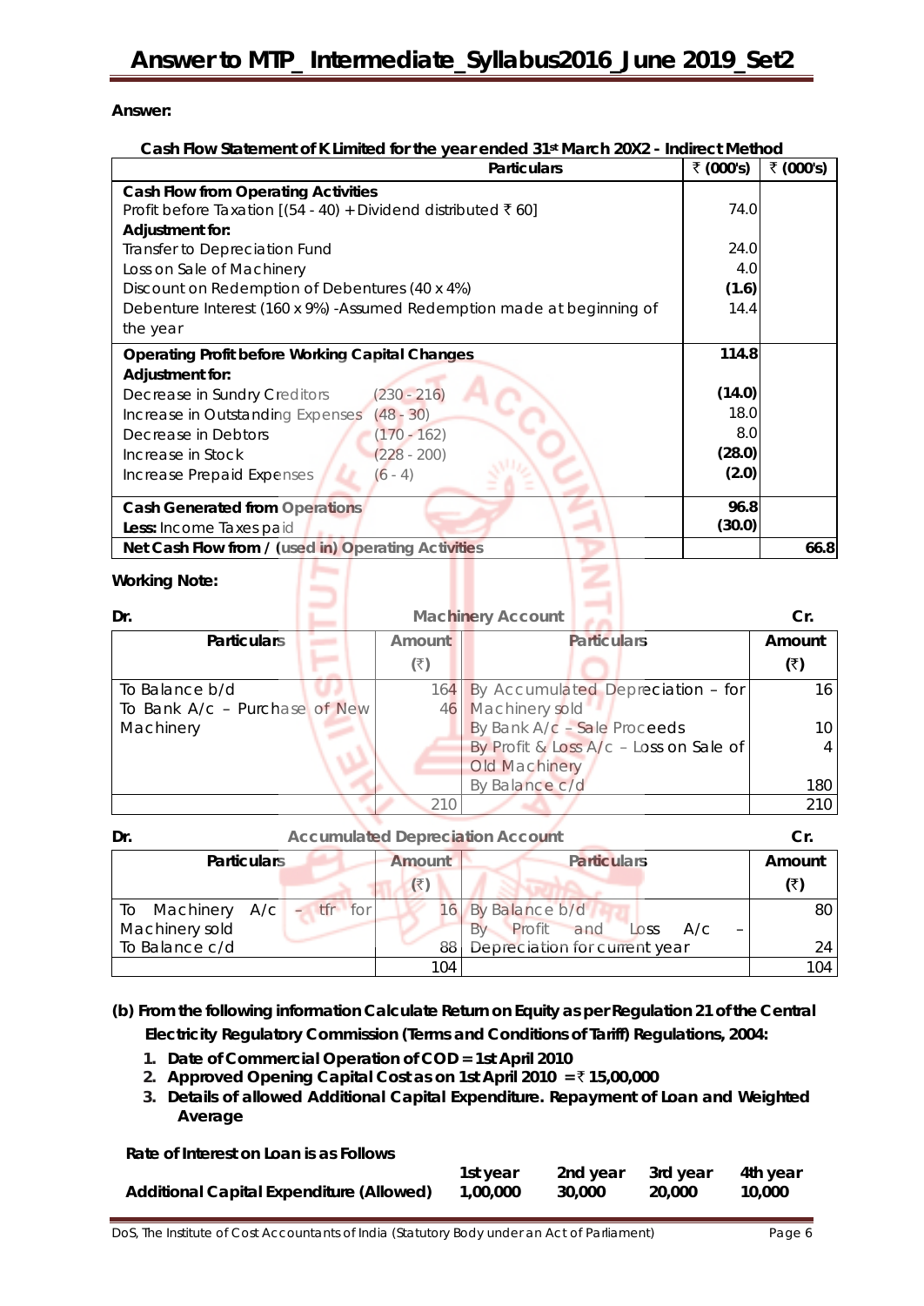**Answer:**

**Cash Flow Statement of K Limited for the year ended 31st March 20X2 - Indirect Method**

| Particulars | | ₹ (000's) | ₹ (000's) |
|---|---|---|---|
| **Cash Flow from Operating Activities** | | | |
| Profit before Taxation [(54 - 40) + Dividend distributed ₹ 60] | | 74.0 | |
| **Adjustment for:** | | | |
| Transfer to Depreciation Fund | | 24.0 | |
| Loss on Sale of Machinery | | 4.0 | |
| Discount on Redemption of Debentures (40 x 4%) | | **(1.6)** | |
| Debenture Interest (160 x 9%) -Assumed Redemption made at beginning of the year | | 14.4 | |
| **Operating Profit before Working Capital Changes** | | **114.8** | |
| **Adjustment for:** | | | |
| Decrease in Sundry Creditors | (230 - 216) | **(14.0)** | |
| Increase in Outstanding Expenses | (48 - 30) | 18.0 | |
| Decrease in Debtors | (170 - 162) | 8.0 | |
| Increase in Stock | (228 - 200) | **(28.0)** | |
| Increase Prepaid Expenses | (6 - 4) | **(2.0)** | |
| **Cash Generated from Operations** | | **96.8** | |
| **Less:** Income Taxes paid | | **(30.0)** | |
| **Net Cash Flow from / (used in) Operating Activities** | | | **66.8** |

**Working Note:**

**Dr.** **Machinery Account** **Cr.**

| Particulars | Amount (₹) | Particulars | Amount (₹) |
|---|---|---|---|
| To Balance b/d | 164 | By Accumulated Depreciation – for Machinery sold | 16 |
| To Bank A/c – Purchase of New Machinery | 46 | By Bank A/c – Sale Proceeds | 10 |
| | | By Profit & Loss A/c – Loss on Sale of Old Machinery | 4 |
| | | By Balance c/d | 180 |
| | 210 | | 210 |

**Dr.** **Accumulated Depreciation Account** **Cr.**

| Particulars | Amount (₹) | Particulars | Amount (₹) |
|---|---|---|---|
| To Machinery A/c – tfr for Machinery sold | 16 | By Balance b/d | 80 |
| To Balance c/d | 88 | By Profit and Loss A/c – Depreciation for current year | 24 |
| | 104 | | 104 |

**(b) From the following information Calculate Return on Equity as per Regulation 21 of the Central Electricity Regulatory Commission (Terms and Conditions of Tariff) Regulations, 2004:**

1. **Date of Commercial Operation of COD = 1st April 2010**
2. **Approved Opening Capital Cost as on 1st April 2010 = ₹ 15,00,000**
3. **Details of allowed Additional Capital Expenditure. Repayment of Loan and Weighted Average**

**Rate of Interest on Loan is as Follows**

| | 1st year | 2nd year | 3rd year | 4th year |
|---|---|---|---|---|
| **Additional Capital Expenditure (Allowed)** | **1,00,000** | **30,000** | **20,000** | **10,000** |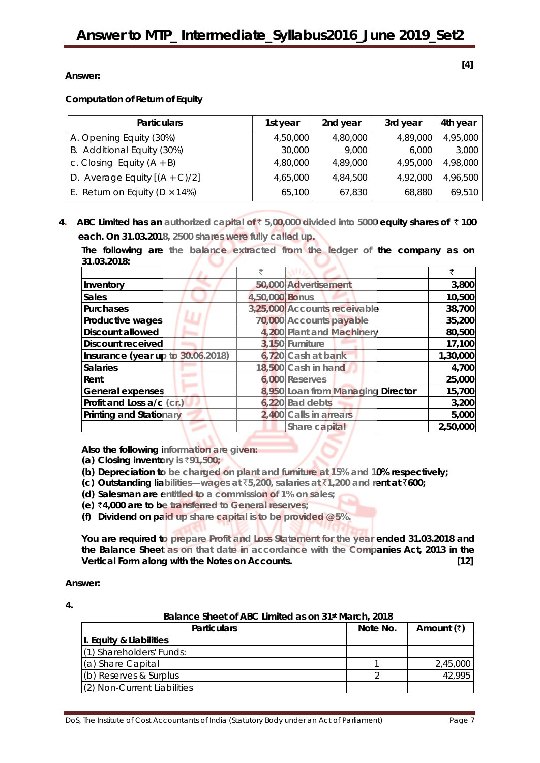**[4]**

**Answer:**

**Computation of Return of Equity**

| Particulars | 1st year | 2nd year | 3rd year | 4th year |
|---|---|---|---|---|
| A. Opening Equity (30%) | 4,50,000 | 4,80,000 | 4,89,000 | 4,95,000 |
| B. Additional Equity (30%) | 30,000 | 9,000 | 6,000 | 3,000 |
| c. Closing Equity (A + B) | 4,80,000 | 4,89,000 | 4,95,000 | 4,98,000 |
| D. Average Equity [(A + C)/2] | 4,65,000 | 4,84,500 | 4,92,000 | 4,96,500 |
| E. Return on Equity (D × 14%) | 65,100 | 67,830 | 68,880 | 69,510 |

**4. ABC Limited has an authorized capital of ₹ 5,00,000 divided into 5000 equity shares of ₹ 100 each. On 31.03.2018, 2500 shares were fully called up.**

**The following are the balance extracted from the ledger of the company as on 31.03.2018:**

| | ₹ | | ₹ |
|---|---|---|---|
| **Inventory** | 50,000 | Advertisement | 3,800 |
| **Sales** | 4,50,000 | Bonus | 10,500 |
| **Purchases** | 3,25,000 | Accounts receivable | 38,700 |
| **Productive wages** | 70,000 | Accounts payable | 35,200 |
| **Discount allowed** | 4,200 | Plant and Machinery | 80,500 |
| **Discount received** | 3,150 | Furniture | 17,100 |
| **Insurance (year up to 30.06.2018)** | 6,720 | Cash at bank | 1,30,000 |
| **Salaries** | 18,500 | Cash in hand | 4,700 |
| **Rent** | 6,000 | Reserves | 25,000 |
| **General expenses** | 8,950 | Loan from Managing Director | 15,700 |
| **Profit and Loss a/c (cr.)** | 6,220 | Bad debts | 3,200 |
| **Printing and Stationary** | 2,400 | Calls in arrears | 5,000 |
| | | Share capital | 2,50,000 |

**Also the following information are given:**

**(a) Closing inventory is ₹91,500;**

**(b) Depreciation to be charged on plant and furniture at 15% and 10% respectively;**

**(c) Outstanding liabilities—wages at ₹5,200, salaries at ₹1,200 and rent at ₹600;**

**(d) Salesman are entitled to a commission of 1% on sales;**

**(e) ₹4,000 are to be transferred to General reserves;**

**(f) Dividend on paid up share capital is to be provided @5%.**

**You are required to prepare Profit and Loss Statement for the year ended 31.03.2018 and the Balance Sheet as on that date in accordance with the Companies Act, 2013 in the Vertical Form along with the Notes on Accounts. [12]**

**Answer:**

**4.**

**Balance Sheet of ABC Limited as on 31st March, 2018**

| Particulars | Note No. | Amount (₹) |
|---|---|---|
| **I. Equity & Liabilities** | | |
| (1) Shareholders' Funds: | | |
| (a) Share Capital | 1 | 2,45,000 |
| (b) Reserves & Surplus | 2 | 42,995 |
| (2) Non-Current Liabilities | | |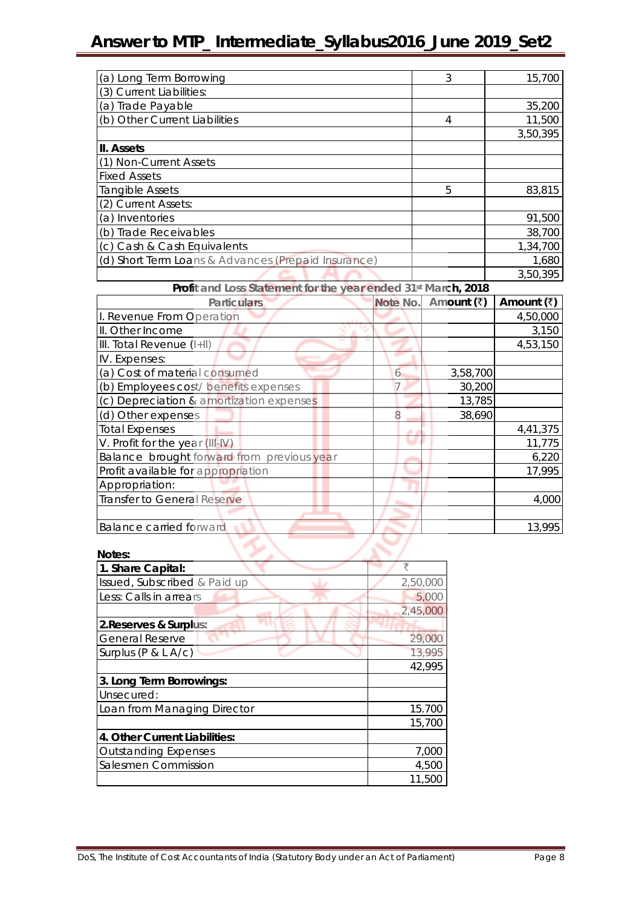| | | |
|---|---|---|
| (a) Long Term Borrowing | 3 | 15,700 |
| (3) Current Liabilities: | | |
| (a) Trade Payable | | 35,200 |
| (b) Other Current Liabilities | 4 | 11,500 |
| | | 3,50,395 |
| **II. Assets** | | |
| (1) Non-Current Assets | | |
| Fixed Assets | | |
| Tangible Assets | 5 | 83,815 |
| (2) Current Assets: | | |
| (a) Inventories | | 91,500 |
| (b) Trade Receivables | | 38,700 |
| (c) Cash & Cash Equivalents | | 1,34,700 |
| (d) Short Term Loans & Advances (Prepaid Insurance) | | 1,680 |
| | | 3,50,395 |

**Profit and Loss Statement for the year ended 31st March, 2018**

| Particulars | Note No. | Amount (₹) | Amount (₹) |
|---|---|---|---|
| I. Revenue From Operation | | | 4,50,000 |
| II. Other Income | | | 3,150 |
| III. Total Revenue (I+II) | | | 4,53,150 |
| IV. Expenses: | | | |
| (a) Cost of material consumed | 6 | 3,58,700 | |
| (b) Employees cost/ benefits expenses | 7 | 30,200 | |
| (c) Depreciation & amortization expenses | | 13,785 | |
| (d) Other expenses | 8 | 38,690 | |
| Total Expenses | | | 4,41,375 |
| V. Profit for the year (III-IV) | | | 11,775 |
| Balance brought forward from previous year | | | 6,220 |
| Profit available for appropriation | | | 17,995 |
| Appropriation: | | | |
| Transfer to General Reserve | | | 4,000 |
| | | | |
| Balance carried forward | | | 13,995 |

**Notes:**

| **1. Share Capital:** | ₹ |
|---|---|
| Issued, Subscribed & Paid up | 2,50,000 |
| Less: Calls in arrears | 5,000 |
| | 2,45,000 |
| **2.Reserves & Surplus:** | |
| General Reserve | 29,000 |
| Surplus (P & L A/c) | 13,995 |
| | 42,995 |
| **3. Long Term Borrowings:** | |
| Unsecured: | |
| Loan from Managing Director | 15.700 |
| | 15,700 |
| **4. Other Current Liabilities:** | |
| Outstanding Expenses | 7,000 |
| Salesmen Commission | 4,500 |
| | 11,500 |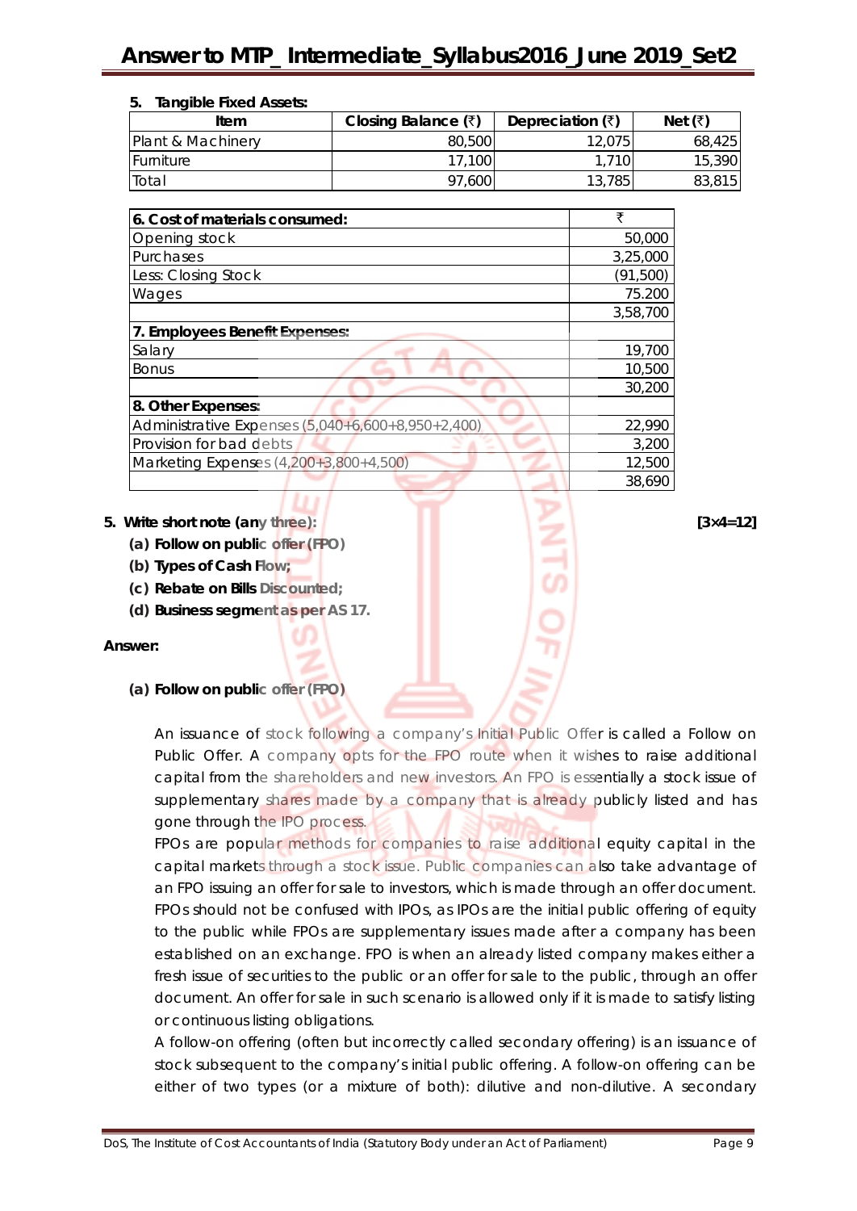**5. Tangible Fixed Assets:**

| Item | Closing Balance (₹) | Depreciation (₹) | Net (₹) |
|---|---|---|---|
| Plant & Machinery | 80,500 | 12,075 | 68,425 |
| Furniture | 17,100 | 1,710 | 15,390 |
| Total | 97,600 | 13,785 | 83,815 |

| **6. Cost of materials consumed:** | ₹ |
|---|---|
| Opening stock | 50,000 |
| Purchases | 3,25,000 |
| Less: Closing Stock | (91,500) |
| Wages | 75.200 |
| | 3,58,700 |
| **7. Employees Benefit Expenses:** | |
| Salary | 19,700 |
| Bonus | 10,500 |
| | 30,200 |
| **8. Other Expenses:** | |
| Administrative Expenses (5,040+6,600+8,950+2,400) | 22,990 |
| Provision for bad debts | 3,200 |
| Marketing Expenses (4,200+3,800+4,500) | 12,500 |
| | 38,690 |

**5. Write short note (any three):** **[3×4=12]**

**(a) Follow on public offer (FPO)**

**(b) Types of Cash Flow;**

**(c) Rebate on Bills Discounted;**

**(d) Business segment as per AS 17.**

**Answer:**

**(a) Follow on public offer (FPO)**

An issuance of stock following a company's Initial Public Offer is called a Follow on Public Offer. A company opts for the FPO route when it wishes to raise additional capital from the shareholders and new investors. An FPO is essentially a stock issue of supplementary shares made by a company that is already publicly listed and has gone through the IPO process.

FPOs are popular methods for companies to raise additional equity capital in the capital markets through a stock issue. Public companies can also take advantage of an FPO issuing an offer for sale to investors, which is made through an offer document. FPOs should not be confused with IPOs, as IPOs are the initial public offering of equity to the public while FPOs are supplementary issues made after a company has been established on an exchange. FPO is when an already listed company makes either a fresh issue of securities to the public or an offer for sale to the public, through an offer document. An offer for sale in such scenario is allowed only if it is made to satisfy listing or continuous listing obligations.

A follow-on offering (often but incorrectly called secondary offering) is an issuance of stock subsequent to the company's initial public offering. A follow-on offering can be either of two types (or a mixture of both): dilutive and non-dilutive. A secondary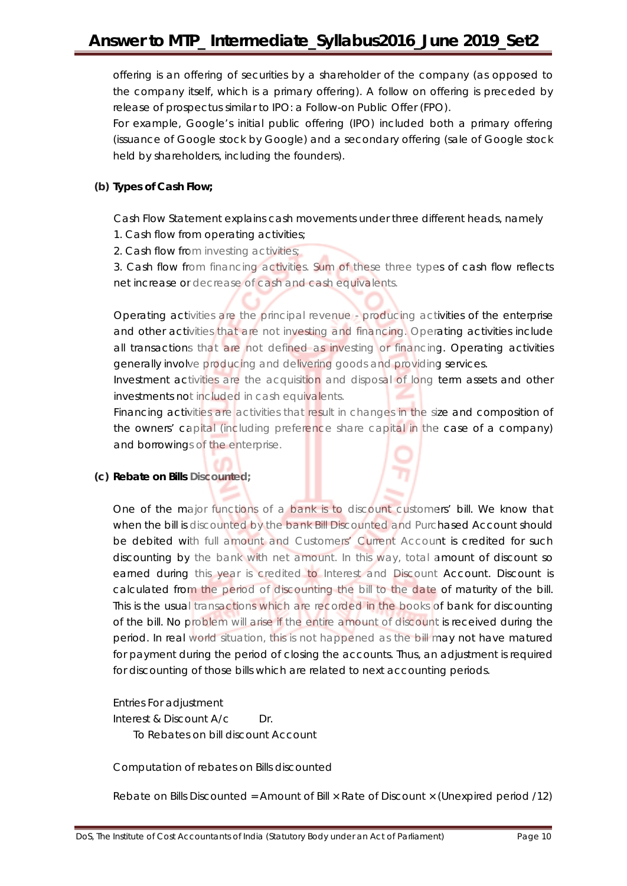offering is an offering of securities by a shareholder of the company (as opposed to the company itself, which is a primary offering). A follow on offering is preceded by release of prospectus similar to IPO: a Follow-on Public Offer (FPO).

For example, Google's initial public offering (IPO) included both a primary offering (issuance of Google stock by Google) and a secondary offering (sale of Google stock held by shareholders, including the founders).

**(b) Types of Cash Flow;**

Cash Flow Statement explains cash movements under three different heads, namely

1. Cash flow from operating activities;
2. Cash flow from investing activities;
3. Cash flow from financing activities. Sum of these three types of cash flow reflects net increase or decrease of cash and cash equivalents.

Operating activities are the principal revenue - producing activities of the enterprise and other activities that are not investing and financing. Operating activities include all transactions that are not defined as investing or financing. Operating activities generally involve producing and delivering goods and providing services.

Investment activities are the acquisition and disposal of long term assets and other investments not included in cash equivalents.

Financing activities are activities that result in changes in the size and composition of the owners' capital (including preference share capital in the case of a company) and borrowings of the enterprise.

**(c) Rebate on Bills Discounted;**

One of the major functions of a bank is to discount customers' bill. We know that when the bill is discounted by the bank Bill Discounted and Purchased Account should be debited with full amount and Customers' Current Account is credited for such discounting by the bank with net amount. In this way, total amount of discount so earned during this year is credited to Interest and Discount Account. Discount is calculated from the period of discounting the bill to the date of maturity of the bill. This is the usual transactions which are recorded in the books of bank for discounting of the bill. No problem will arise if the entire amount of discount is received during the period. In real world situation, this is not happened as the bill may not have matured for payment during the period of closing the accounts. Thus, an adjustment is required for discounting of those bills which are related to next accounting periods.

Entries For adjustment

Interest & Discount A/c Dr.

 To Rebates on bill discount Account

Computation of rebates on Bills discounted

Rebate on Bills Discounted = Amount of Bill × Rate of Discount × (Unexpired period /12)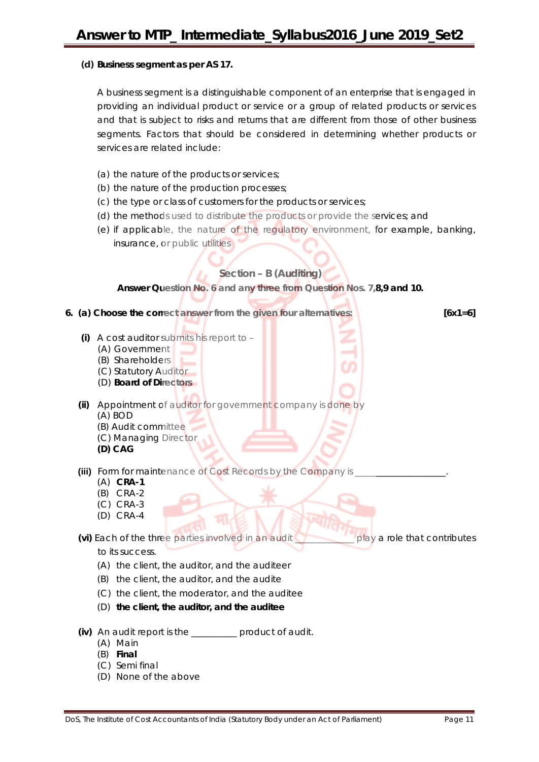**(d) Business segment as per AS 17.**

A business segment is a distinguishable component of an enterprise that is engaged in providing an individual product or service or a group of related products or services and that is subject to risks and returns that are different from those of other business segments. Factors that should be considered in determining whether products or services are related include:

(a) the nature of the products or services;
(b) the nature of the production processes;
(c) the type or class of customers for the products or services;
(d) the methods used to distribute the products or provide the services; and
(e) if applicable, the nature of the regulatory environment, for example, banking, insurance, or public utilities

## Section – B (Auditing)

**Answer Question No. 6 and any three from Question Nos. 7,8,9 and 10.**

**6. (a) Choose the correct answer from the given four alternatives:** **[6x1=6]**

**(i)** A cost auditor submits his report to –
(A) Government
(B) Shareholders
(C) Statutory Auditor
(D) **Board of Directors**

**(ii)** Appointment of auditor for government company is done by
(A) BOD
(B) Audit committee
(C) Managing Director
**(D) CAG**

**(iii)** Form for maintenance of Cost Records by the Company is ________________.
(A) **CRA-1**
(B) CRA-2
(C) CRA-3
(D) CRA-4

**(vi)** Each of the three parties involved in an audit ____________ play a role that contributes to its success.
(A) the client, the auditor, and the auditeer
(B) the client, the auditor, and the audite
(C) the client, the moderator, and the auditee
(D) **the client, the auditor, and the auditee**

**(iv)** An audit report is the __________ product of audit.
(A) Main
(B) **Final**
(C) Semi final
(D) None of the above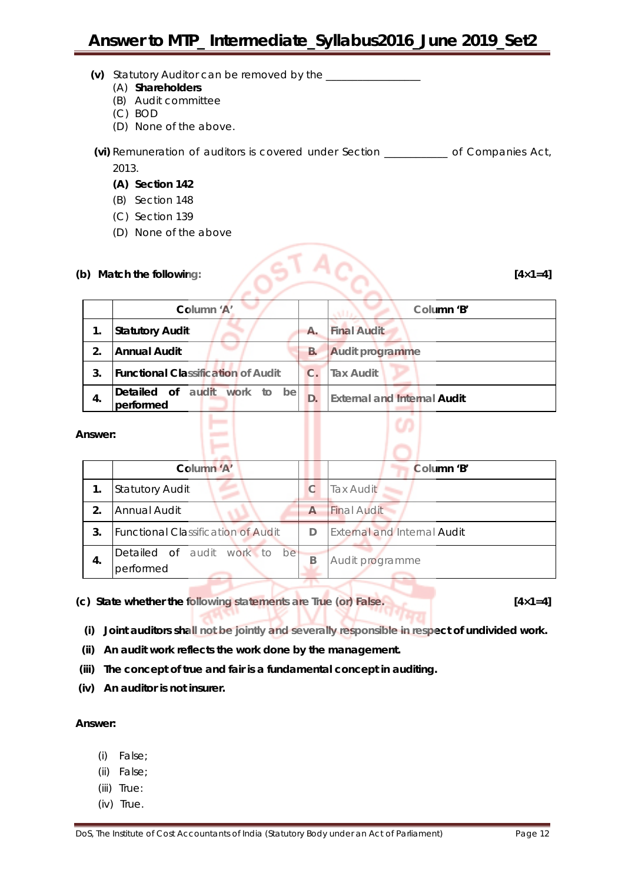**(v)** Statutory Auditor can be removed by the \_\_\_\_\_\_\_\_\_\_\_\_\_\_\_\_\_

(A) **Shareholders**
(B) Audit committee
(C) BOD
(D) None of the above.

**(vi)** Remuneration of auditors is covered under Section \_\_\_\_\_\_\_\_\_\_\_ of Companies Act, 2013.

**(A) Section 142**
(B) Section 148
(C) Section 139
(D) None of the above

**(b) Match the following:** **[4×1=4]**

| | Column 'A' | | Column 'B' |
|---|---|---|---|
| **1.** | **Statutory Audit** | **A.** | **Final Audit** |
| **2.** | **Annual Audit** | **B.** | **Audit programme** |
| **3.** | **Functional Classification of Audit** | **C.** | **Tax Audit** |
| **4.** | **Detailed of audit work to be performed** | **D.** | **External and Internal Audit** |

**Answer:**

| | Column 'A' | | Column 'B' |
|---|---|---|---|
| **1.** | Statutory Audit | C | Tax Audit |
| **2.** | Annual Audit | A | Final Audit |
| **3.** | Functional Classification of Audit | D | External and Internal Audit |
| **4.** | Detailed of audit work to be performed | B | Audit programme |

**(c) State whether the following statements are True (or) False.** **[4×1=4]**

**(i) Joint auditors shall not be jointly and severally responsible in respect of undivided work.**

**(ii) An audit work reflects the work done by the management.**

**(iii) The concept of true and fair is a fundamental concept in auditing.**

**(iv) An auditor is not insurer.**

**Answer:**

(i) False;
(ii) False;
(iii) True:
(iv) True.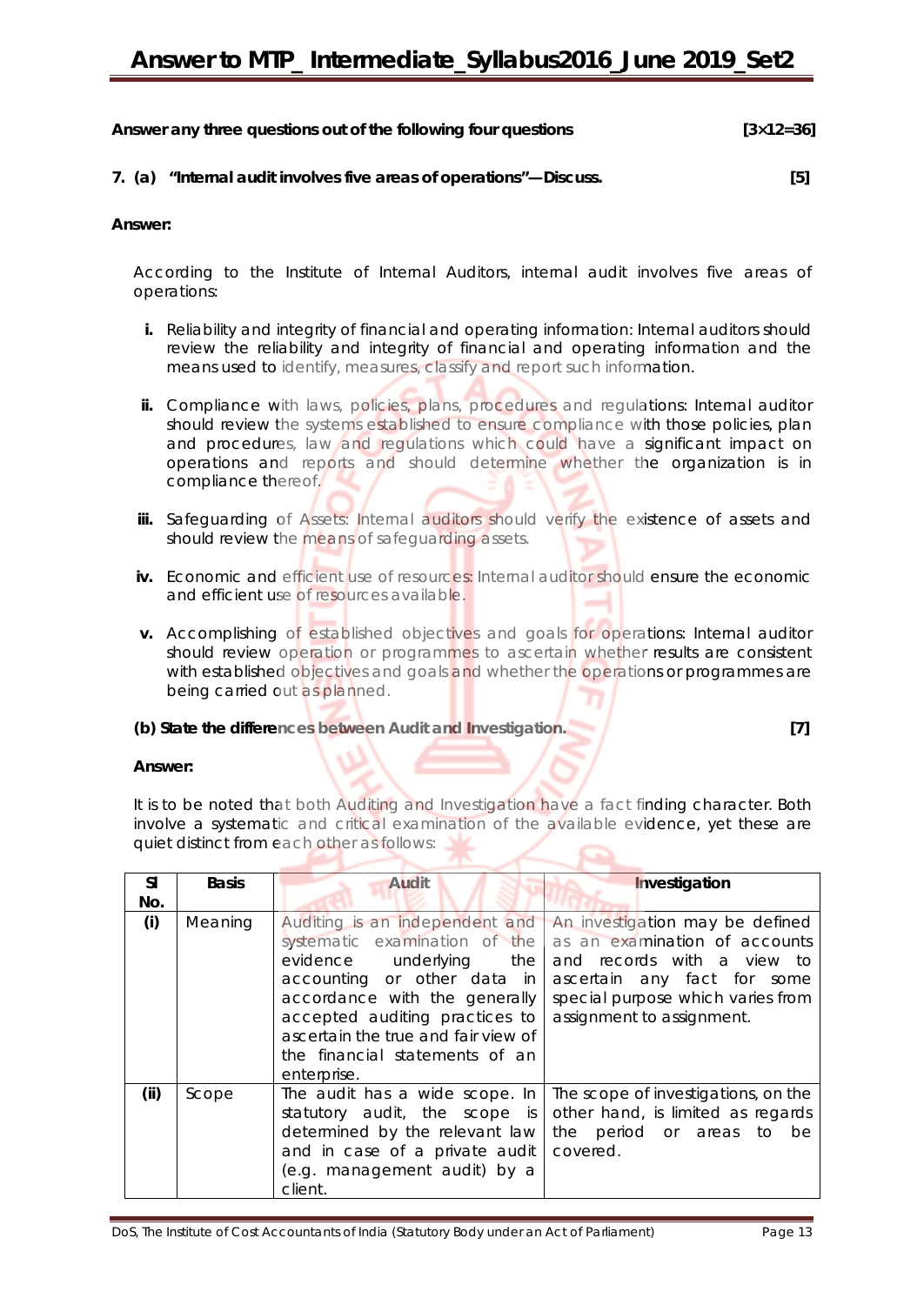**Answer any three questions out of the following four questions** **[3×12=36]**

**7. (a) "Internal audit involves five areas of operations"—Discuss.** **[5]**

**Answer:**

According to the Institute of Internal Auditors, internal audit involves five areas of operations:

**i.** Reliability and integrity of financial and operating information: Internal auditors should review the reliability and integrity of financial and operating information and the means used to identify, measures, classify and report such information.

**ii.** Compliance with laws, policies, plans, procedures and regulations: Internal auditor should review the systems established to ensure compliance with those policies, plan and procedures, law and regulations which could have a significant impact on operations and reports and should determine whether the organization is in compliance thereof.

**iii.** Safeguarding of Assets: Internal auditors should verify the existence of assets and should review the means of safeguarding assets.

**iv.** Economic and efficient use of resources: Internal auditor should ensure the economic and efficient use of resources available.

**v.** Accomplishing of established objectives and goals for operations: Internal auditor should review operation or programmes to ascertain whether results are consistent with established objectives and goals and whether the operations or programmes are being carried out as planned.

**(b) State the differences between Audit and Investigation.** **[7]**

**Answer:**

It is to be noted that both Auditing and Investigation have a fact finding character. Both involve a systematic and critical examination of the available evidence, yet these are quiet distinct from each other as follows:

| Sl No. | Basis | Audit | Investigation |
|---|---|---|---|
| (i) | Meaning | Auditing is an independent and systematic examination of the evidence underlying the accounting or other data in accordance with the generally accepted auditing practices to ascertain the true and fair view of the financial statements of an enterprise. | An investigation may be defined as an examination of accounts and records with a view to ascertain any fact for some special purpose which varies from assignment to assignment. |
| (ii) | Scope | The audit has a wide scope. In statutory audit, the scope is determined by the relevant law and in case of a private audit (e.g. management audit) by a client. | The scope of investigations, on the other hand, is limited as regards the period or areas to be covered. |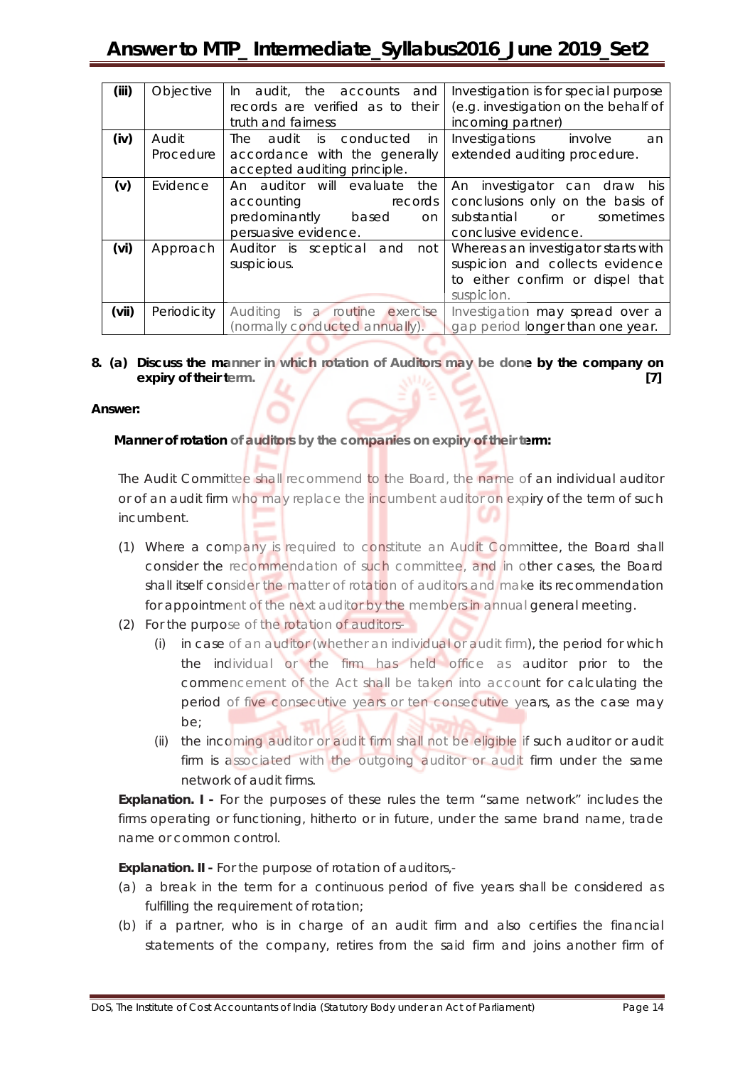| (iii) | Objective | In audit, the accounts and records are verified as to their truth and fairness | Investigation is for special purpose (e.g. investigation on the behalf of incoming partner) |
|---|---|---|---|
| (iv) | Audit Procedure | The audit is conducted in accordance with the generally accepted auditing principle. | Investigations involve an extended auditing procedure. |
| (v) | Evidence | An auditor will evaluate the accounting records predominantly based on persuasive evidence. | An investigator can draw his conclusions only on the basis of substantial or sometimes conclusive evidence. |
| (vi) | Approach | Auditor is sceptical and not suspicious. | Whereas an investigator starts with suspicion and collects evidence to either confirm or dispel that suspicion. |
| (vii) | Periodicity | Auditing is a routine exercise (normally conducted annually). | Investigation may spread over a gap period longer than one year. |

**8. (a) Discuss the manner in which rotation of Auditors may be done by the company on expiry of their term. [7]**

**Answer:**

**Manner of rotation of auditors by the companies on expiry of their term:**

The Audit Committee shall recommend to the Board, the name of an individual auditor or of an audit firm who may replace the incumbent auditor on expiry of the term of such incumbent.

(1) Where a company is required to constitute an Audit Committee, the Board shall consider the recommendation of such committee, and in other cases, the Board shall itself consider the matter of rotation of auditors and make its recommendation for appointment of the next auditor by the members in annual general meeting.

(2) For the purpose of the rotation of auditors-

   (i) in case of an auditor (whether an individual or audit firm), the period for which the individual or the firm has held office as auditor prior to the commencement of the Act shall be taken into account for calculating the period of five consecutive years or ten consecutive years, as the case may be;

   (ii) the incoming auditor or audit firm shall not be eligible if such auditor or audit firm is associated with the outgoing auditor or audit firm under the same network of audit firms.

**Explanation. I -** For the purposes of these rules the term "same network" includes the firms operating or functioning, hitherto or in future, under the same brand name, trade name or common control.

**Explanation. II -** For the purpose of rotation of auditors,-

(a) a break in the term for a continuous period of five years shall be considered as fulfilling the requirement of rotation;

(b) if a partner, who is in charge of an audit firm and also certifies the financial statements of the company, retires from the said firm and joins another firm of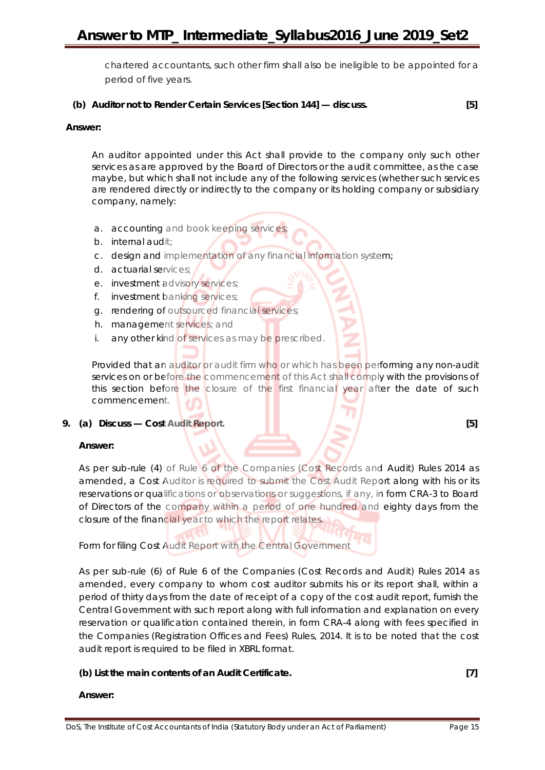chartered accountants, such other firm shall also be ineligible to be appointed for a period of five years.

**(b) Auditor not to Render Certain Services [Section 144] — discuss. [5]**

**Answer:**

An auditor appointed under this Act shall provide to the company only such other services as are approved by the Board of Directors or the audit committee, as the case maybe, but which shall not include any of the following services (whether such services are rendered directly or indirectly to the company or its holding company or subsidiary company, namely:

a. accounting and book keeping services;
b. internal audit;
c. design and implementation of any financial information system;
d. actuarial services;
e. investment advisory services;
f. investment banking services;
g. rendering of outsourced financial services;
h. management services; and
i. any other kind of services as may be prescribed.

Provided that an auditor or audit firm who or which has been performing any non-audit services on or before the commencement of this Act shall comply with the provisions of this section before the closure of the first financial year after the date of such commencement.

**9. (a) Discuss — Cost Audit Report. [5]**

**Answer:**

As per sub-rule (4) of Rule 6 of the Companies (Cost Records and Audit) Rules 2014 as amended, a Cost Auditor is required to submit the Cost Audit Report along with his or its reservations or qualifications or observations or suggestions, if any, in form CRA-3 to Board of Directors of the company within a period of one hundred and eighty days from the closure of the financial year to which the report relates.

Form for filing Cost Audit Report with the Central Government

As per sub-rule (6) of Rule 6 of the Companies (Cost Records and Audit) Rules 2014 as amended, every company to whom cost auditor submits his or its report shall, within a period of thirty days from the date of receipt of a copy of the cost audit report, furnish the Central Government with such report along with full information and explanation on every reservation or qualification contained therein, in form CRA-4 along with fees specified in the Companies (Registration Offices and Fees) Rules, 2014. It is to be noted that the cost audit report is required to be filed in XBRL format.

**(b) List the main contents of an Audit Certificate. [7]**

**Answer:**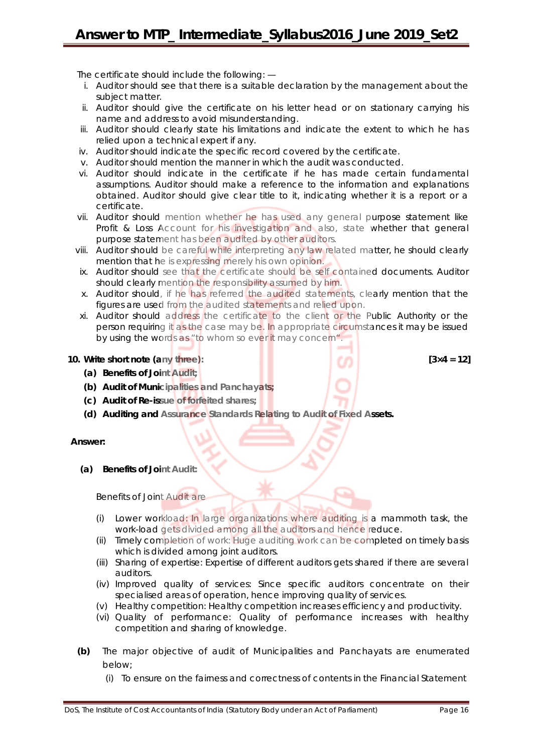The certificate should include the following: —

i. Auditor should see that there is a suitable declaration by the management about the subject matter.
ii. Auditor should give the certificate on his letter head or on stationary carrying his name and address to avoid misunderstanding.
iii. Auditor should clearly state his limitations and indicate the extent to which he has relied upon a technical expert if any.
iv. Auditor should indicate the specific record covered by the certificate.
v. Auditor should mention the manner in which the audit was conducted.
vi. Auditor should indicate in the certificate if he has made certain fundamental assumptions. Auditor should make a reference to the information and explanations obtained. Auditor should give clear title to it, indicating whether it is a report or a certificate.
vii. Auditor should mention whether he has used any general purpose statement like Profit & Loss Account for his investigation and also, state whether that general purpose statement has been audited by other auditors.
viii. Auditor should be careful while interpreting any law related matter, he should clearly mention that he is expressing merely his own opinion.
ix. Auditor should see that the certificate should be self contained documents. Auditor should clearly mention the responsibility assumed by him.
x. Auditor should, if he has referred the audited statements, clearly mention that the figures are used from the audited statements and relied upon.
xi. Auditor should address the certificate to the client or the Public Authority or the person requiring it as the case may be. In appropriate circumstances it may be issued by using the words as "to whom so ever it may concern".

**10. Write short note (any three): [3×4 = 12]**

**(a) Benefits of Joint Audit;**

**(b) Audit of Municipalities and Panchayats;**

**(c) Audit of Re-issue of forfeited shares;**

**(d) Auditing and Assurance Standards Relating to Audit of Fixed Assets.**

**Answer:**

**(a) Benefits of Joint Audit:**

Benefits of Joint Audit are

(i) Lower workload: In large organizations where auditing is a mammoth task, the work-load gets divided among all the auditors and hence reduce.
(ii) Timely completion of work: Huge auditing work can be completed on timely basis which is divided among joint auditors.
(iii) Sharing of expertise: Expertise of different auditors gets shared if there are several auditors.
(iv) Improved quality of services: Since specific auditors concentrate on their specialised areas of operation, hence improving quality of services.
(v) Healthy competition: Healthy competition increases efficiency and productivity.
(vi) Quality of performance: Quality of performance increases with healthy competition and sharing of knowledge.

**(b)** The major objective of audit of Municipalities and Panchayats are enumerated below;

(i) To ensure on the fairness and correctness of contents in the Financial Statement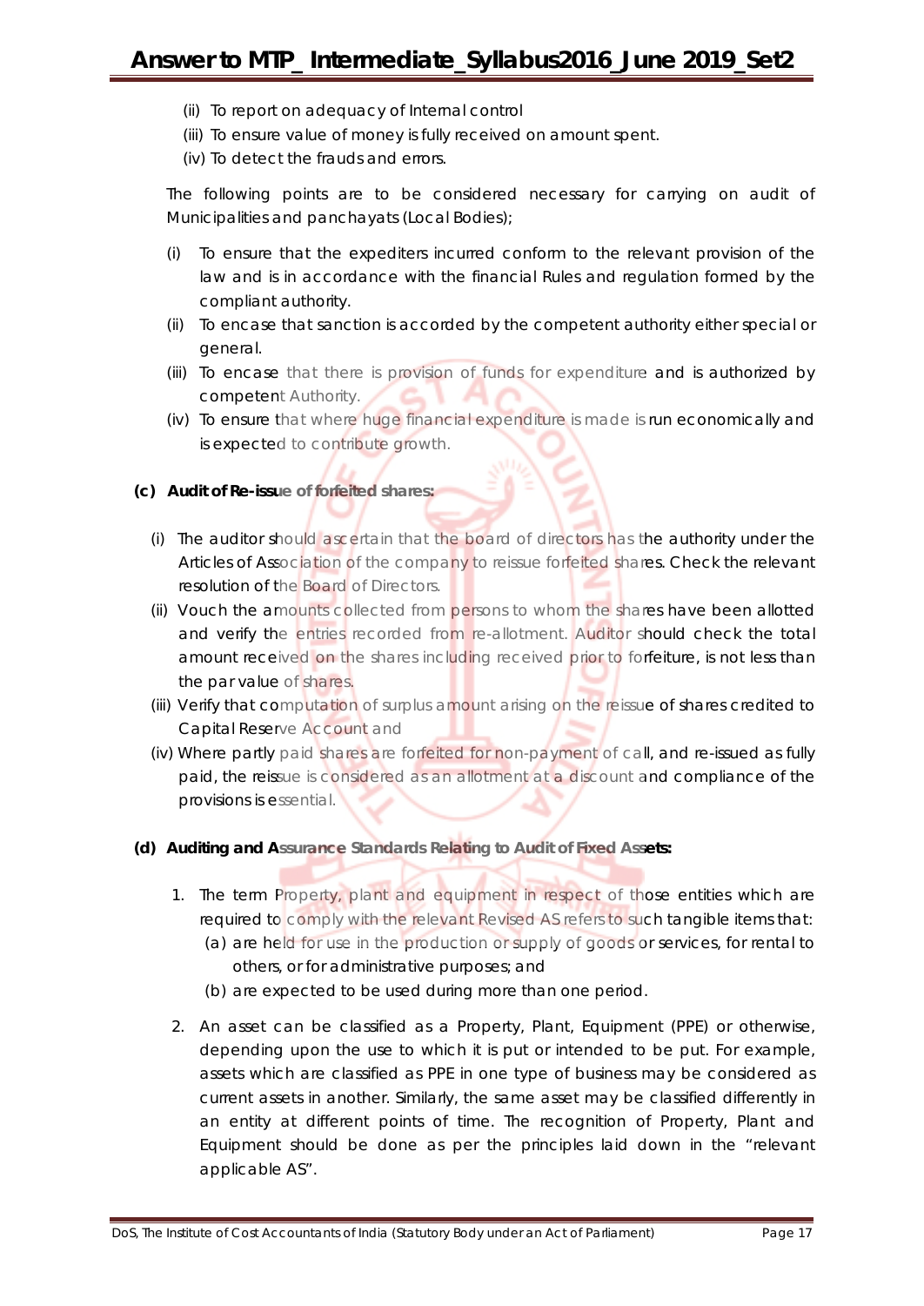(ii) To report on adequacy of Internal control

(iii) To ensure value of money is fully received on amount spent.

(iv) To detect the frauds and errors.

The following points are to be considered necessary for carrying on audit of Municipalities and panchayats (Local Bodies);

(i) To ensure that the expediters incurred conform to the relevant provision of the law and is in accordance with the financial Rules and regulation formed by the compliant authority.

(ii) To encase that sanction is accorded by the competent authority either special or general.

(iii) To encase that there is provision of funds for expenditure and is authorized by competent Authority.

(iv) To ensure that where huge financial expenditure is made is run economically and is expected to contribute growth.

**(c) Audit of Re-issue of forfeited shares:**

(i) The auditor should ascertain that the board of directors has the authority under the Articles of Association of the company to reissue forfeited shares. Check the relevant resolution of the Board of Directors.

(ii) Vouch the amounts collected from persons to whom the shares have been allotted and verify the entries recorded from re-allotment. Auditor should check the total amount received on the shares including received prior to forfeiture, is not less than the par value of shares.

(iii) Verify that computation of surplus amount arising on the reissue of shares credited to Capital Reserve Account and

(iv) Where partly paid shares are forfeited for non-payment of call, and re-issued as fully paid, the reissue is considered as an allotment at a discount and compliance of the provisions is essential.

**(d) Auditing and Assurance Standards Relating to Audit of Fixed Assets:**

1. The term Property, plant and equipment in respect of those entities which are required to comply with the relevant Revised AS refers to such tangible items that:
   (a) are held for use in the production or supply of goods or services, for rental to others, or for administrative purposes; and
   (b) are expected to be used during more than one period.

2. An asset can be classified as a Property, Plant, Equipment (PPE) or otherwise, depending upon the use to which it is put or intended to be put. For example, assets which are classified as PPE in one type of business may be considered as current assets in another. Similarly, the same asset may be classified differently in an entity at different points of time. The recognition of Property, Plant and Equipment should be done as per the principles laid down in the "relevant applicable AS".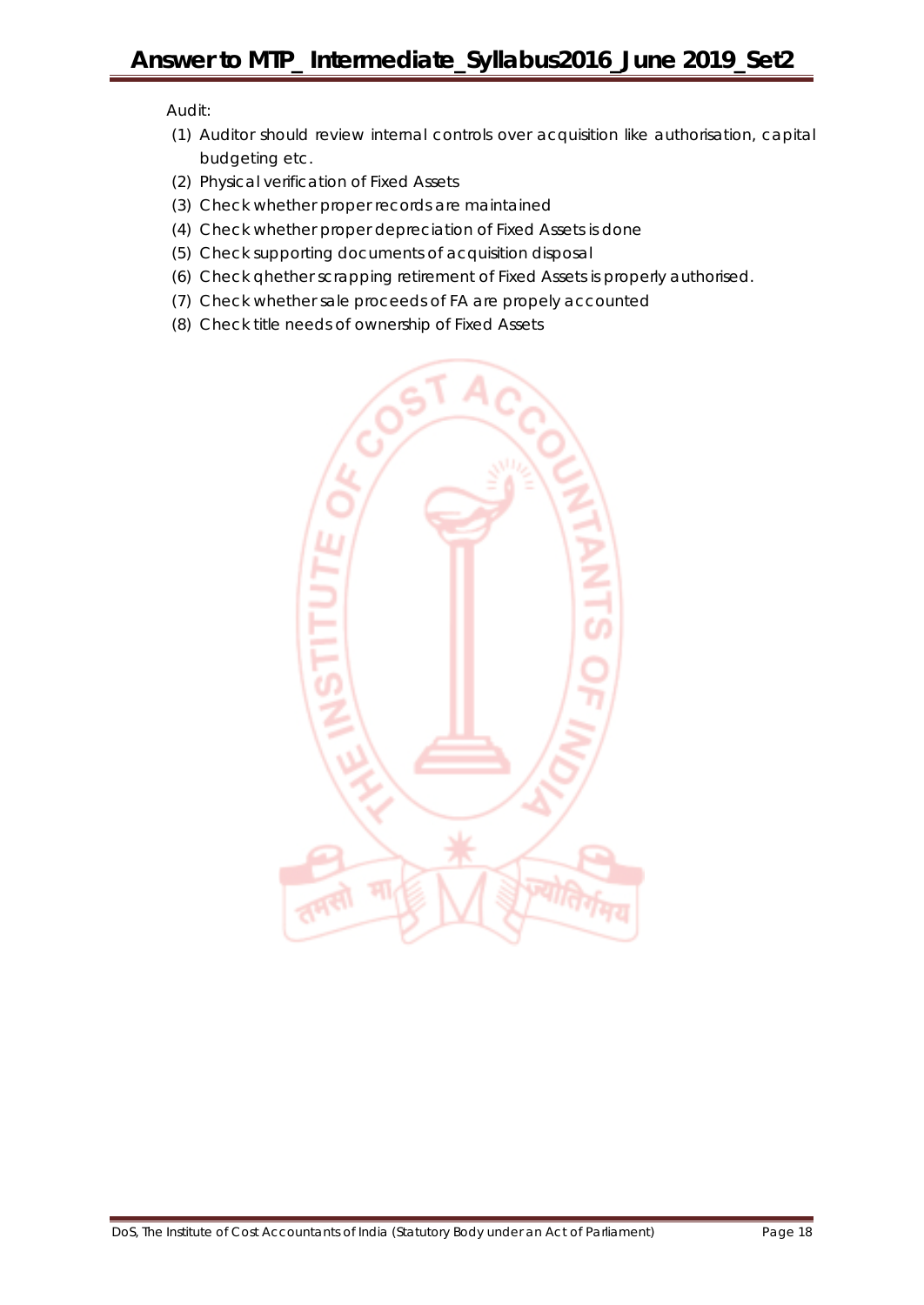Audit:

(1) Auditor should review internal controls over acquisition like authorisation, capital budgeting etc.
(2) Physical verification of Fixed Assets
(3) Check whether proper records are maintained
(4) Check whether proper depreciation of Fixed Assets is done
(5) Check supporting documents of acquisition disposal
(6) Check qhether scrapping retirement of Fixed Assets is properly authorised.
(7) Check whether sale proceeds of FA are propely accounted
(8) Check title needs of ownership of Fixed Assets